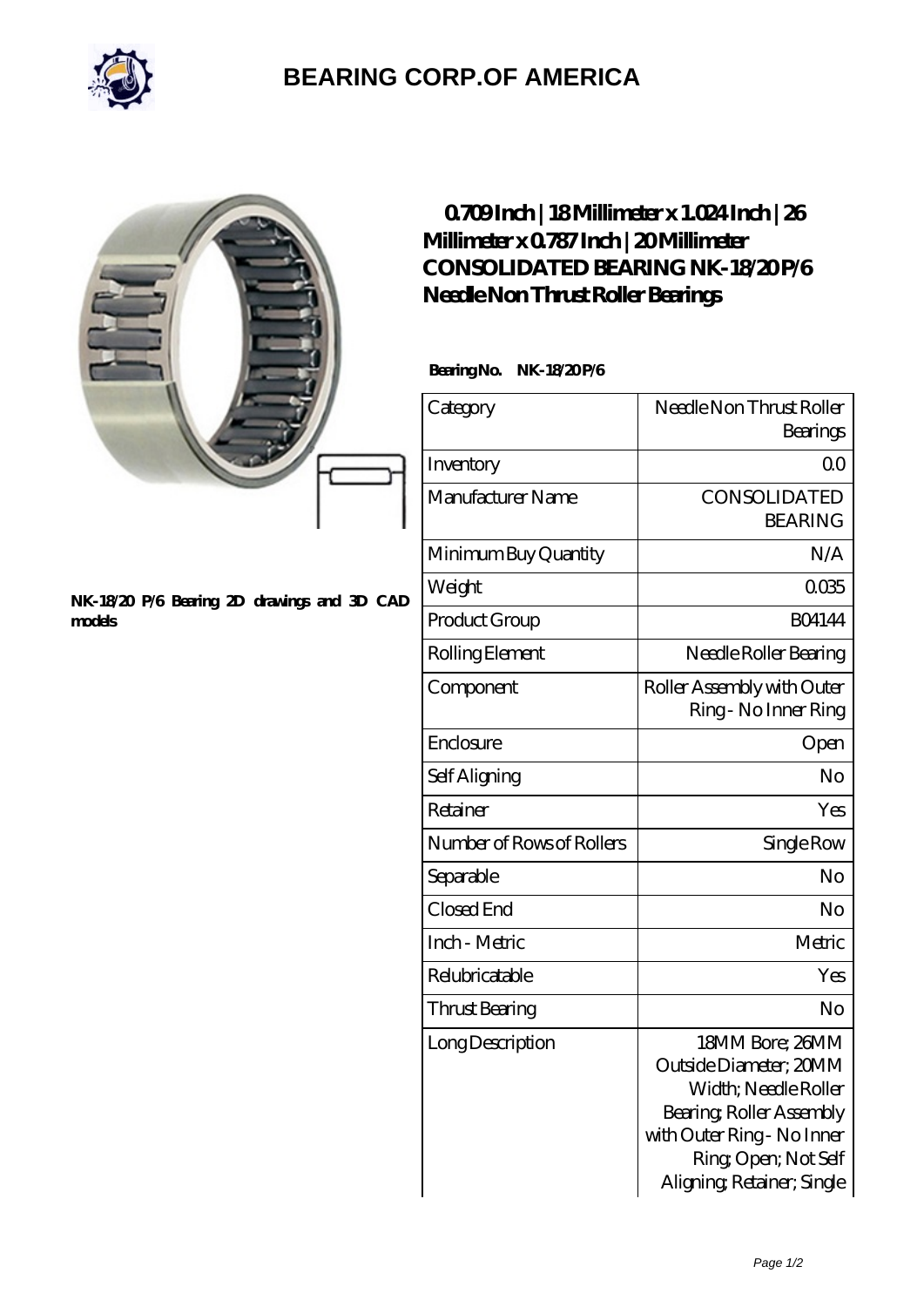# BEARING CORP.OF AMERICA

NK-18/20 P/6 Bearing 2D drawings and 3D CAD models

## 0.709 Inch | 18 Millimeter x 1.024 Inch | 26 Millimeter x 0.787 Inch | 20 Millimeter CONSOLIDATED BEARING NK-18/20 P/6 Needle Non Thrust Roller Bearings

**Bearing No.** NK-18/20 P/6

| Category | Needle Non Thrust Roller Bearings |
|---|---|
| Inventory | 0.0 |
| Manufacturer Name | CONSOLIDATED BEARING |
| Minimum Buy Quantity | N/A |
| Weight | 0.035 |
| Product Group | B04144 |
| Rolling Element | Needle Roller Bearing |
| Component | Roller Assembly with Outer Ring - No Inner Ring |
| Enclosure | Open |
| Self Aligning | No |
| Retainer | Yes |
| Number of Rows of Rollers | Single Row |
| Separable | No |
| Closed End | No |
| Inch - Metric | Metric |
| Relubricatable | Yes |
| Thrust Bearing | No |
| Long Description | 18MM Bore; 26MM Outside Diameter; 20MM Width; Needle Roller Bearing; Roller Assembly with Outer Ring - No Inner Ring; Open; Not Self Aligning; Retainer; Single |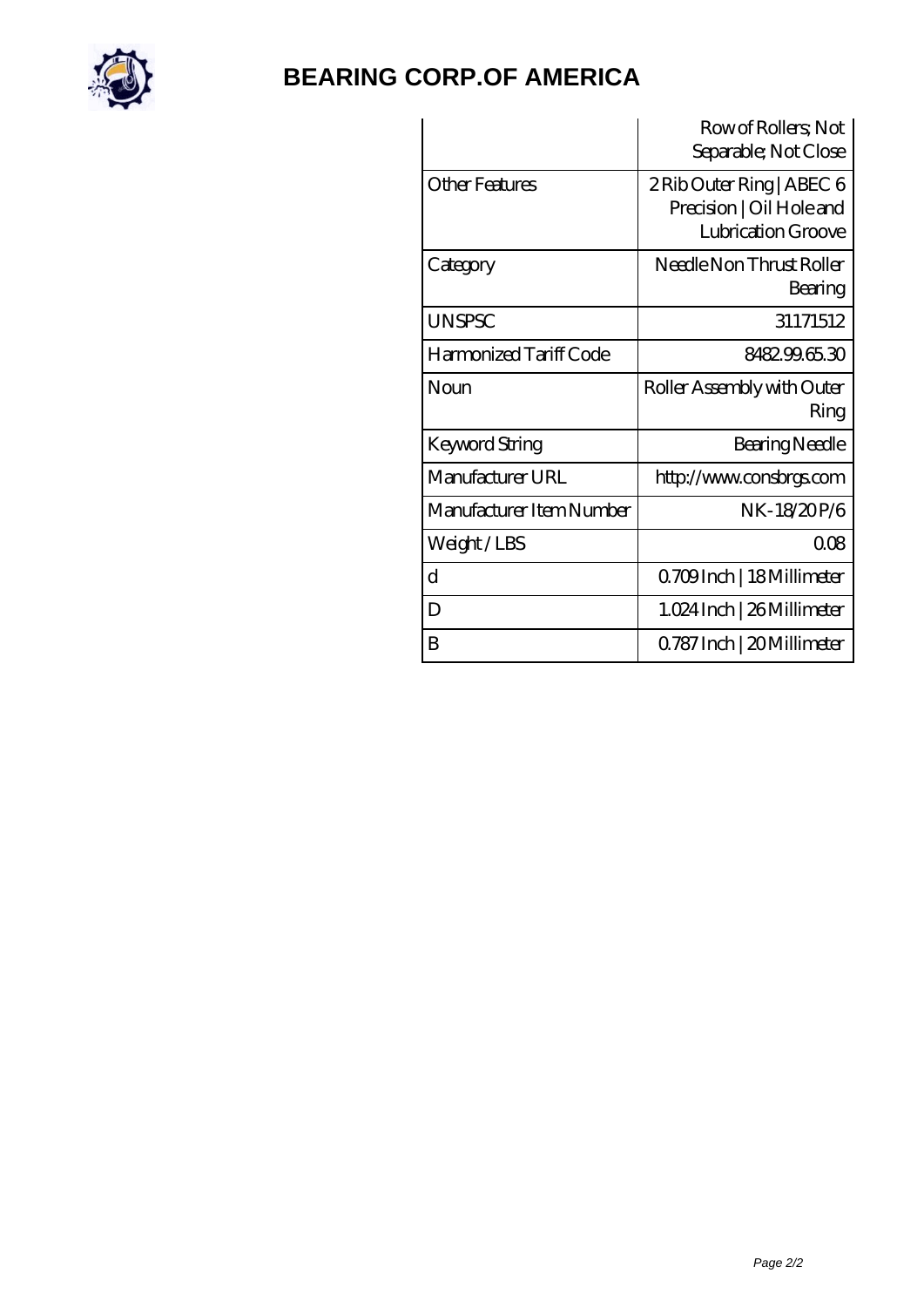# BEARING CORP.OF AMERICA

| | |
|---|---|
| | Row of Rollers; Not Separable; Not Close |
| Other Features | 2 Rib Outer Ring \| ABEC 6 Precision \| Oil Hole and Lubrication Groove |
| Category | Needle Non Thrust Roller Bearing |
| UNSPSC | 31171512 |
| Harmonized Tariff Code | 8482.99.65.30 |
| Noun | Roller Assembly with Outer Ring |
| Keyword String | Bearing Needle |
| Manufacturer URL | http://www.consbrgs.com |
| Manufacturer Item Number | NK-18/20 P/6 |
| Weight / LBS | 0.08 |
| d | 0.709 Inch \| 18 Millimeter |
| D | 1.024 Inch \| 26 Millimeter |
| B | 0.787 Inch \| 20 Millimeter |